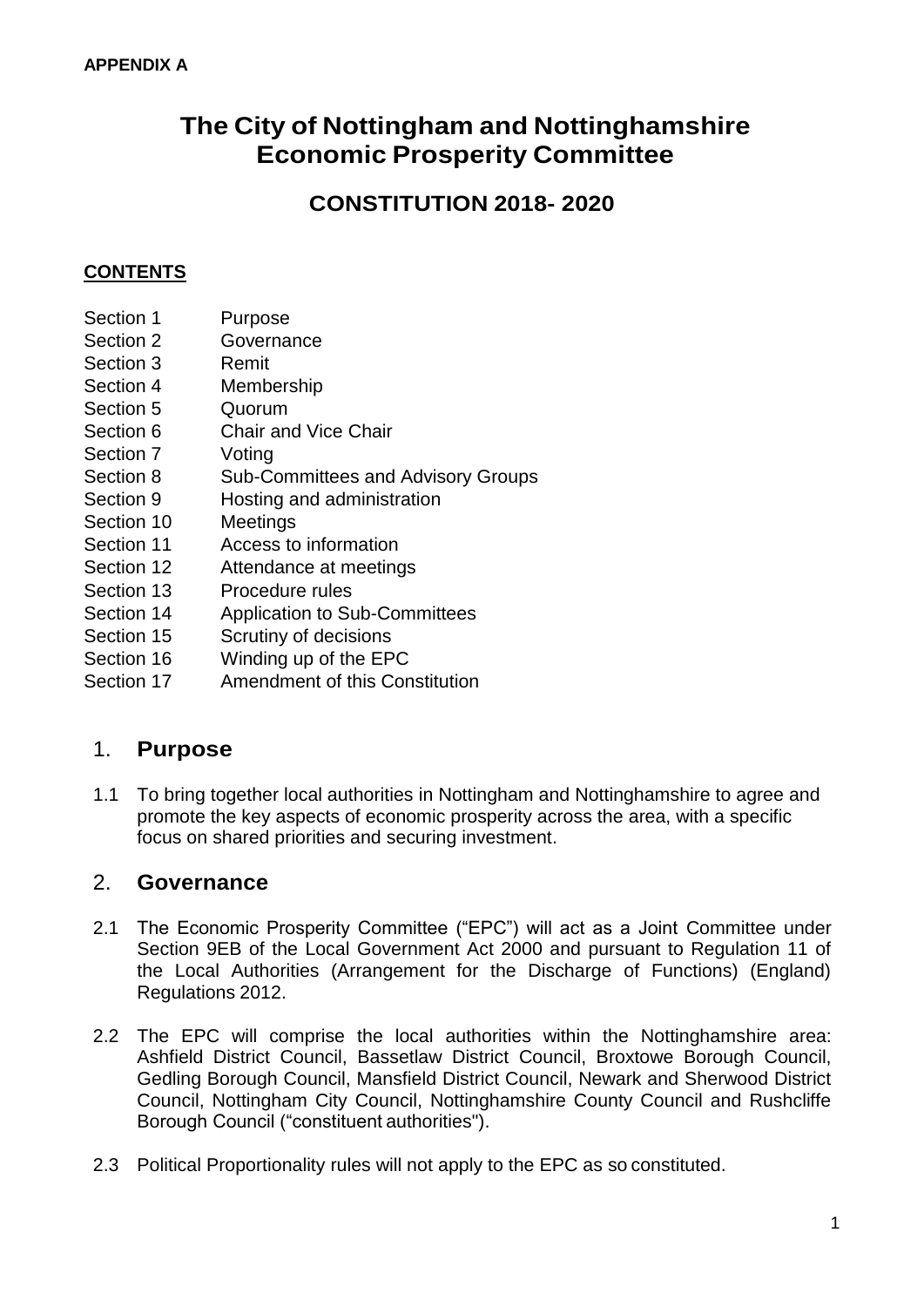**APPENDIX A**

# The City of Nottingham and Nottinghamshire Economic Prosperity Committee

## CONSTITUTION 2018- 2020

**CONTENTS**

| | |
|---|---|
| Section 1 | Purpose |
| Section 2 | Governance |
| Section 3 | Remit |
| Section 4 | Membership |
| Section 5 | Quorum |
| Section 6 | Chair and Vice Chair |
| Section 7 | Voting |
| Section 8 | Sub-Committees and Advisory Groups |
| Section 9 | Hosting and administration |
| Section 10 | Meetings |
| Section 11 | Access to information |
| Section 12 | Attendance at meetings |
| Section 13 | Procedure rules |
| Section 14 | Application to Sub-Committees |
| Section 15 | Scrutiny of decisions |
| Section 16 | Winding up of the EPC |
| Section 17 | Amendment of this Constitution |

## 1. Purpose

1.1 To bring together local authorities in Nottingham and Nottinghamshire to agree and promote the key aspects of economic prosperity across the area, with a specific focus on shared priorities and securing investment.

## 2. Governance

2.1 The Economic Prosperity Committee ("EPC") will act as a Joint Committee under Section 9EB of the Local Government Act 2000 and pursuant to Regulation 11 of the Local Authorities (Arrangement for the Discharge of Functions) (England) Regulations 2012.

2.2 The EPC will comprise the local authorities within the Nottinghamshire area: Ashfield District Council, Bassetlaw District Council, Broxtowe Borough Council, Gedling Borough Council, Mansfield District Council, Newark and Sherwood District Council, Nottingham City Council, Nottinghamshire County Council and Rushcliffe Borough Council ("constituent authorities").

2.3 Political Proportionality rules will not apply to the EPC as so constituted.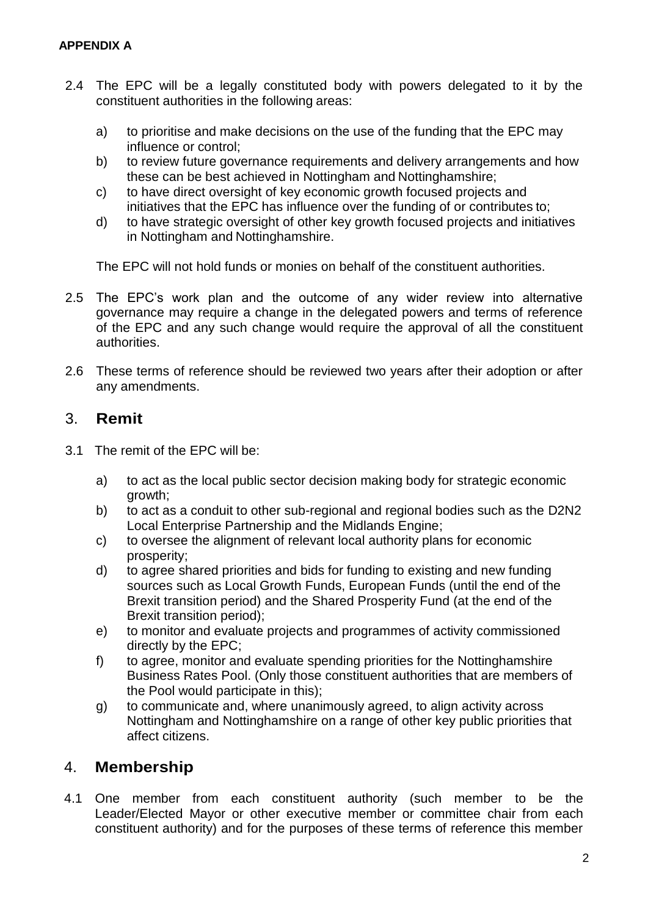**APPENDIX A**

2.4 The EPC will be a legally constituted body with powers delegated to it by the constituent authorities in the following areas:

   a) to prioritise and make decisions on the use of the funding that the EPC may influence or control;
   b) to review future governance requirements and delivery arrangements and how these can be best achieved in Nottingham and Nottinghamshire;
   c) to have direct oversight of key economic growth focused projects and initiatives that the EPC has influence over the funding of or contributes to;
   d) to have strategic oversight of other key growth focused projects and initiatives in Nottingham and Nottinghamshire.

   The EPC will not hold funds or monies on behalf of the constituent authorities.

2.5 The EPC's work plan and the outcome of any wider review into alternative governance may require a change in the delegated powers and terms of reference of the EPC and any such change would require the approval of all the constituent authorities.

2.6 These terms of reference should be reviewed two years after their adoption or after any amendments.

## 3. Remit

3.1 The remit of the EPC will be:

   a) to act as the local public sector decision making body for strategic economic growth;
   b) to act as a conduit to other sub-regional and regional bodies such as the D2N2 Local Enterprise Partnership and the Midlands Engine;
   c) to oversee the alignment of relevant local authority plans for economic prosperity;
   d) to agree shared priorities and bids for funding to existing and new funding sources such as Local Growth Funds, European Funds (until the end of the Brexit transition period) and the Shared Prosperity Fund (at the end of the Brexit transition period);
   e) to monitor and evaluate projects and programmes of activity commissioned directly by the EPC;
   f) to agree, monitor and evaluate spending priorities for the Nottinghamshire Business Rates Pool. (Only those constituent authorities that are members of the Pool would participate in this);
   g) to communicate and, where unanimously agreed, to align activity across Nottingham and Nottinghamshire on a range of other key public priorities that affect citizens.

## 4. Membership

4.1 One member from each constituent authority (such member to be the Leader/Elected Mayor or other executive member or committee chair from each constituent authority) and for the purposes of these terms of reference this member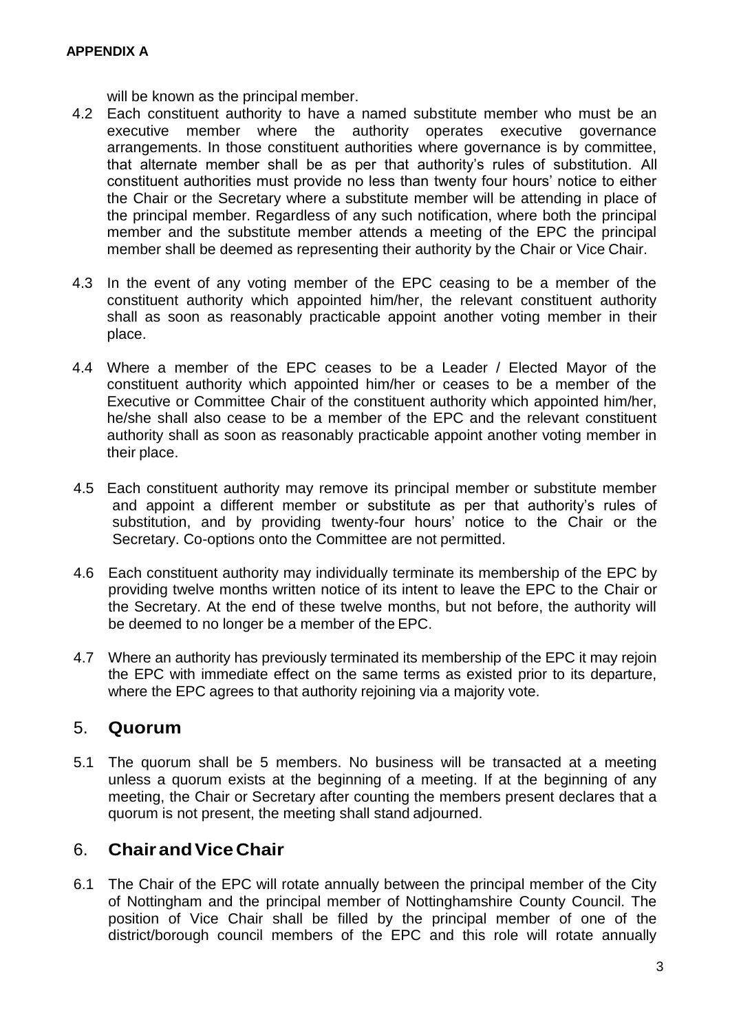will be known as the principal member.

4.2 Each constituent authority to have a named substitute member who must be an executive member where the authority operates executive governance arrangements. In those constituent authorities where governance is by committee, that alternate member shall be as per that authority's rules of substitution. All constituent authorities must provide no less than twenty four hours' notice to either the Chair or the Secretary where a substitute member will be attending in place of the principal member. Regardless of any such notification, where both the principal member and the substitute member attends a meeting of the EPC the principal member shall be deemed as representing their authority by the Chair or Vice Chair.

4.3 In the event of any voting member of the EPC ceasing to be a member of the constituent authority which appointed him/her, the relevant constituent authority shall as soon as reasonably practicable appoint another voting member in their place.

4.4 Where a member of the EPC ceases to be a Leader / Elected Mayor of the constituent authority which appointed him/her or ceases to be a member of the Executive or Committee Chair of the constituent authority which appointed him/her, he/she shall also cease to be a member of the EPC and the relevant constituent authority shall as soon as reasonably practicable appoint another voting member in their place.

4.5 Each constituent authority may remove its principal member or substitute member and appoint a different member or substitute as per that authority's rules of substitution, and by providing twenty-four hours' notice to the Chair or the Secretary. Co-options onto the Committee are not permitted.

4.6 Each constituent authority may individually terminate its membership of the EPC by providing twelve months written notice of its intent to leave the EPC to the Chair or the Secretary. At the end of these twelve months, but not before, the authority will be deemed to no longer be a member of the EPC.

4.7 Where an authority has previously terminated its membership of the EPC it may rejoin the EPC with immediate effect on the same terms as existed prior to its departure, where the EPC agrees to that authority rejoining via a majority vote.

## 5. Quorum

5.1 The quorum shall be 5 members. No business will be transacted at a meeting unless a quorum exists at the beginning of a meeting. If at the beginning of any meeting, the Chair or Secretary after counting the members present declares that a quorum is not present, the meeting shall stand adjourned.

## 6. Chair and Vice Chair

6.1 The Chair of the EPC will rotate annually between the principal member of the City of Nottingham and the principal member of Nottinghamshire County Council. The position of Vice Chair shall be filled by the principal member of one of the district/borough council members of the EPC and this role will rotate annually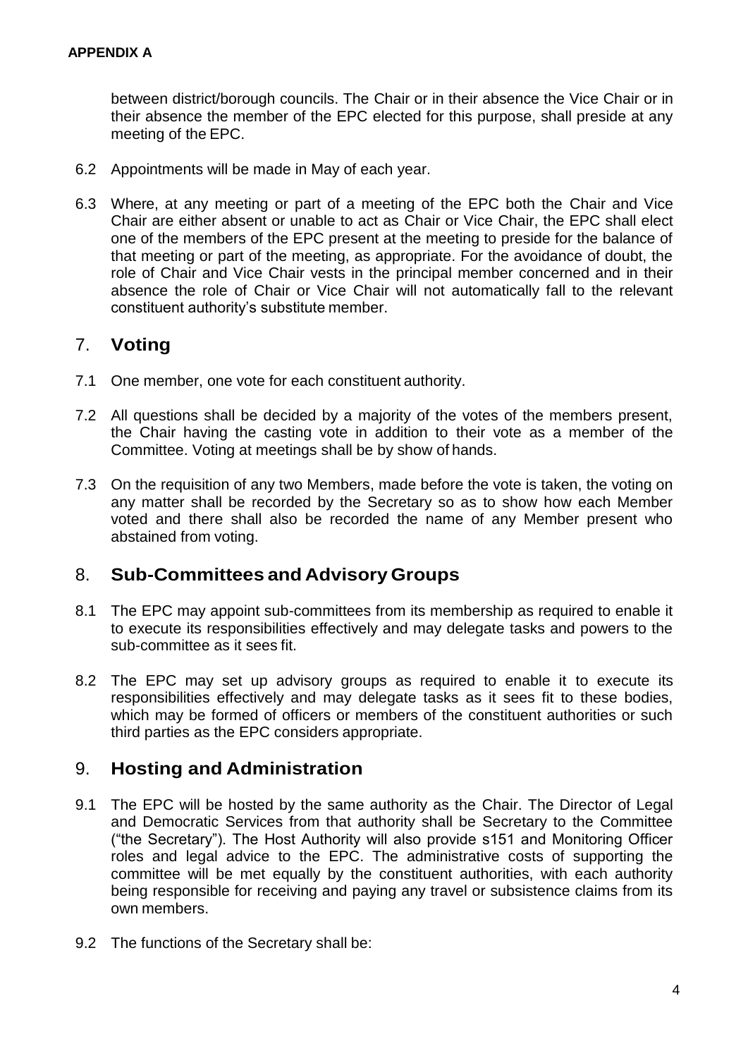between district/borough councils. The Chair or in their absence the Vice Chair or in their absence the member of the EPC elected for this purpose, shall preside at any meeting of the EPC.

6.2 Appointments will be made in May of each year.

6.3 Where, at any meeting or part of a meeting of the EPC both the Chair and Vice Chair are either absent or unable to act as Chair or Vice Chair, the EPC shall elect one of the members of the EPC present at the meeting to preside for the balance of that meeting or part of the meeting, as appropriate. For the avoidance of doubt, the role of Chair and Vice Chair vests in the principal member concerned and in their absence the role of Chair or Vice Chair will not automatically fall to the relevant constituent authority's substitute member.

## 7. Voting

7.1 One member, one vote for each constituent authority.

7.2 All questions shall be decided by a majority of the votes of the members present, the Chair having the casting vote in addition to their vote as a member of the Committee. Voting at meetings shall be by show of hands.

7.3 On the requisition of any two Members, made before the vote is taken, the voting on any matter shall be recorded by the Secretary so as to show how each Member voted and there shall also be recorded the name of any Member present who abstained from voting.

## 8. Sub-Committees and Advisory Groups

8.1 The EPC may appoint sub-committees from its membership as required to enable it to execute its responsibilities effectively and may delegate tasks and powers to the sub-committee as it sees fit.

8.2 The EPC may set up advisory groups as required to enable it to execute its responsibilities effectively and may delegate tasks as it sees fit to these bodies, which may be formed of officers or members of the constituent authorities or such third parties as the EPC considers appropriate.

## 9. Hosting and Administration

9.1 The EPC will be hosted by the same authority as the Chair. The Director of Legal and Democratic Services from that authority shall be Secretary to the Committee ("the Secretary"). The Host Authority will also provide s151 and Monitoring Officer roles and legal advice to the EPC. The administrative costs of supporting the committee will be met equally by the constituent authorities, with each authority being responsible for receiving and paying any travel or subsistence claims from its own members.

9.2 The functions of the Secretary shall be: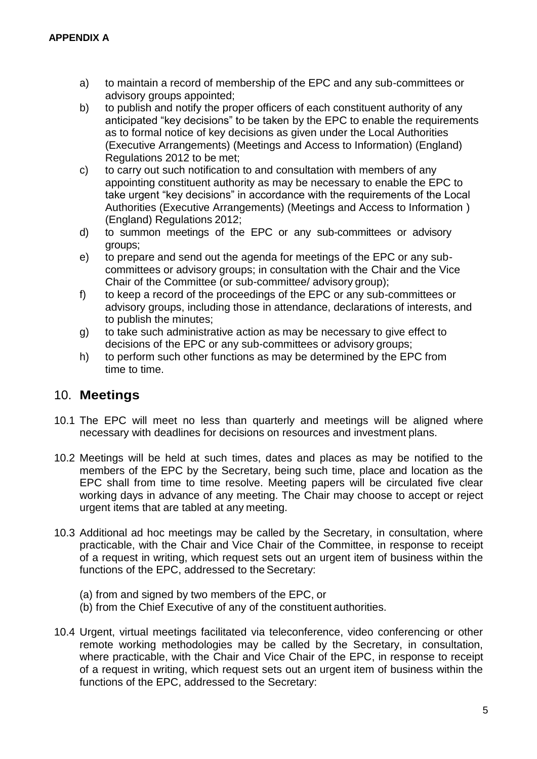**APPENDIX A**

a) to maintain a record of membership of the EPC and any sub-committees or advisory groups appointed;

b) to publish and notify the proper officers of each constituent authority of any anticipated "key decisions" to be taken by the EPC to enable the requirements as to formal notice of key decisions as given under the Local Authorities (Executive Arrangements) (Meetings and Access to Information) (England) Regulations 2012 to be met;

c) to carry out such notification to and consultation with members of any appointing constituent authority as may be necessary to enable the EPC to take urgent "key decisions" in accordance with the requirements of the Local Authorities (Executive Arrangements) (Meetings and Access to Information ) (England) Regulations 2012;

d) to summon meetings of the EPC or any sub-committees or advisory groups;

e) to prepare and send out the agenda for meetings of the EPC or any sub-committees or advisory groups; in consultation with the Chair and the Vice Chair of the Committee (or sub-committee/ advisory group);

f) to keep a record of the proceedings of the EPC or any sub-committees or advisory groups, including those in attendance, declarations of interests, and to publish the minutes;

g) to take such administrative action as may be necessary to give effect to decisions of the EPC or any sub-committees or advisory groups;

h) to perform such other functions as may be determined by the EPC from time to time.

## 10. **Meetings**

10.1 The EPC will meet no less than quarterly and meetings will be aligned where necessary with deadlines for decisions on resources and investment plans.

10.2 Meetings will be held at such times, dates and places as may be notified to the members of the EPC by the Secretary, being such time, place and location as the EPC shall from time to time resolve. Meeting papers will be circulated five clear working days in advance of any meeting. The Chair may choose to accept or reject urgent items that are tabled at any meeting.

10.3 Additional ad hoc meetings may be called by the Secretary, in consultation, where practicable, with the Chair and Vice Chair of the Committee, in response to receipt of a request in writing, which request sets out an urgent item of business within the functions of the EPC, addressed to the Secretary:

(a) from and signed by two members of the EPC, or
(b) from the Chief Executive of any of the constituent authorities.

10.4 Urgent, virtual meetings facilitated via teleconference, video conferencing or other remote working methodologies may be called by the Secretary, in consultation, where practicable, with the Chair and Vice Chair of the EPC, in response to receipt of a request in writing, which request sets out an urgent item of business within the functions of the EPC, addressed to the Secretary: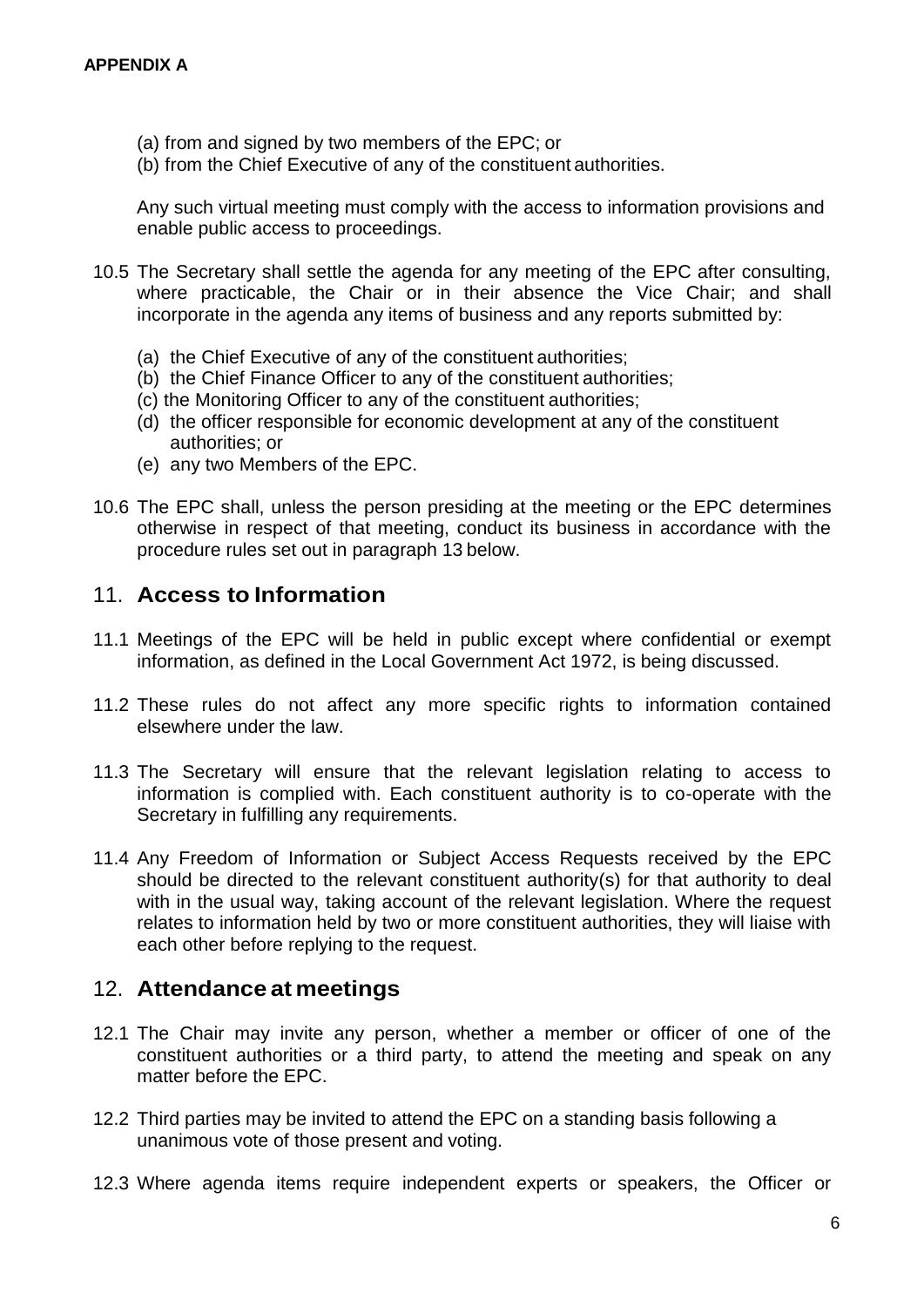**APPENDIX A**

(a) from and signed by two members of the EPC; or
(b) from the Chief Executive of any of the constituent authorities.

Any such virtual meeting must comply with the access to information provisions and enable public access to proceedings.

10.5 The Secretary shall settle the agenda for any meeting of the EPC after consulting, where practicable, the Chair or in their absence the Vice Chair; and shall incorporate in the agenda any items of business and any reports submitted by:

(a) the Chief Executive of any of the constituent authorities;
(b) the Chief Finance Officer to any of the constituent authorities;
(c) the Monitoring Officer to any of the constituent authorities;
(d) the officer responsible for economic development at any of the constituent authorities; or
(e) any two Members of the EPC.

10.6 The EPC shall, unless the person presiding at the meeting or the EPC determines otherwise in respect of that meeting, conduct its business in accordance with the procedure rules set out in paragraph 13 below.

## 11. Access to Information

11.1 Meetings of the EPC will be held in public except where confidential or exempt information, as defined in the Local Government Act 1972, is being discussed.

11.2 These rules do not affect any more specific rights to information contained elsewhere under the law.

11.3 The Secretary will ensure that the relevant legislation relating to access to information is complied with. Each constituent authority is to co-operate with the Secretary in fulfilling any requirements.

11.4 Any Freedom of Information or Subject Access Requests received by the EPC should be directed to the relevant constituent authority(s) for that authority to deal with in the usual way, taking account of the relevant legislation. Where the request relates to information held by two or more constituent authorities, they will liaise with each other before replying to the request.

## 12. Attendance at meetings

12.1 The Chair may invite any person, whether a member or officer of one of the constituent authorities or a third party, to attend the meeting and speak on any matter before the EPC.

12.2 Third parties may be invited to attend the EPC on a standing basis following a unanimous vote of those present and voting.

12.3 Where agenda items require independent experts or speakers, the Officer or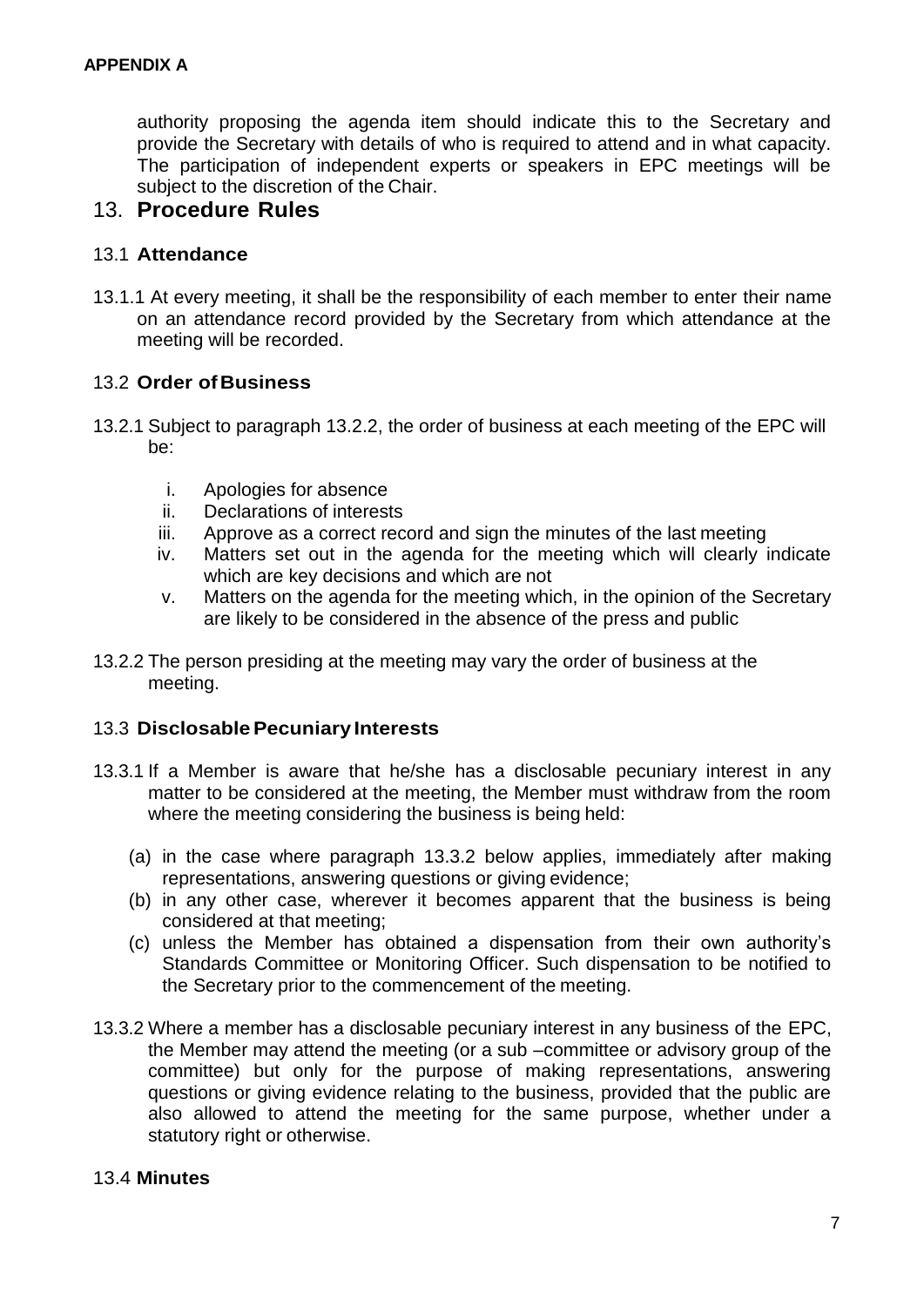**APPENDIX A**

authority proposing the agenda item should indicate this to the Secretary and provide the Secretary with details of who is required to attend and in what capacity. The participation of independent experts or speakers in EPC meetings will be subject to the discretion of the Chair.

## 13. Procedure Rules

### 13.1 Attendance

13.1.1 At every meeting, it shall be the responsibility of each member to enter their name on an attendance record provided by the Secretary from which attendance at the meeting will be recorded.

### 13.2 Order of Business

13.2.1 Subject to paragraph 13.2.2, the order of business at each meeting of the EPC will be:

i. Apologies for absence
ii. Declarations of interests
iii. Approve as a correct record and sign the minutes of the last meeting
iv. Matters set out in the agenda for the meeting which will clearly indicate which are key decisions and which are not
v. Matters on the agenda for the meeting which, in the opinion of the Secretary are likely to be considered in the absence of the press and public

13.2.2 The person presiding at the meeting may vary the order of business at the meeting.

### 13.3 Disclosable Pecuniary Interests

13.3.1 If a Member is aware that he/she has a disclosable pecuniary interest in any matter to be considered at the meeting, the Member must withdraw from the room where the meeting considering the business is being held:

(a) in the case where paragraph 13.3.2 below applies, immediately after making representations, answering questions or giving evidence;
(b) in any other case, wherever it becomes apparent that the business is being considered at that meeting;
(c) unless the Member has obtained a dispensation from their own authority's Standards Committee or Monitoring Officer. Such dispensation to be notified to the Secretary prior to the commencement of the meeting.

13.3.2 Where a member has a disclosable pecuniary interest in any business of the EPC, the Member may attend the meeting (or a sub –committee or advisory group of the committee) but only for the purpose of making representations, answering questions or giving evidence relating to the business, provided that the public are also allowed to attend the meeting for the same purpose, whether under a statutory right or otherwise.

### 13.4 Minutes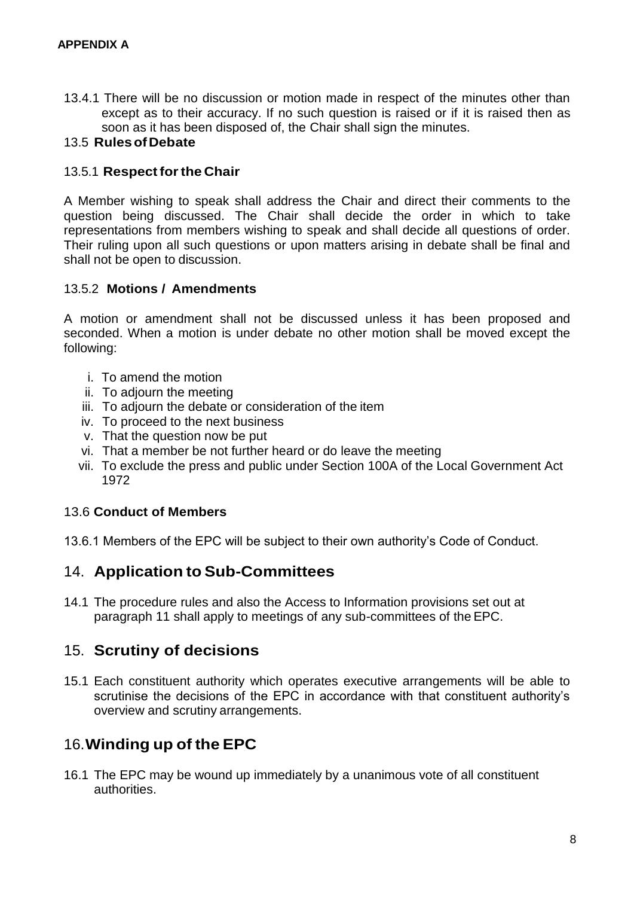**APPENDIX A**

13.4.1 There will be no discussion or motion made in respect of the minutes other than except as to their accuracy. If no such question is raised or if it is raised then as soon as it has been disposed of, the Chair shall sign the minutes.

### 13.5 **Rules of Debate**

#### 13.5.1 **Respect for the Chair**

A Member wishing to speak shall address the Chair and direct their comments to the question being discussed. The Chair shall decide the order in which to take representations from members wishing to speak and shall decide all questions of order. Their ruling upon all such questions or upon matters arising in debate shall be final and shall not be open to discussion.

#### 13.5.2 **Motions / Amendments**

A motion or amendment shall not be discussed unless it has been proposed and seconded. When a motion is under debate no other motion shall be moved except the following:

i. To amend the motion
ii. To adjourn the meeting
iii. To adjourn the debate or consideration of the item
iv. To proceed to the next business
v. That the question now be put
vi. That a member be not further heard or do leave the meeting
vii. To exclude the press and public under Section 100A of the Local Government Act 1972

### 13.6 **Conduct of Members**

13.6.1 Members of the EPC will be subject to their own authority's Code of Conduct.

## 14. **Application to Sub-Committees**

14.1 The procedure rules and also the Access to Information provisions set out at paragraph 11 shall apply to meetings of any sub-committees of the EPC.

## 15. **Scrutiny of decisions**

15.1 Each constituent authority which operates executive arrangements will be able to scrutinise the decisions of the EPC in accordance with that constituent authority's overview and scrutiny arrangements.

## 16. **Winding up of the EPC**

16.1 The EPC may be wound up immediately by a unanimous vote of all constituent authorities.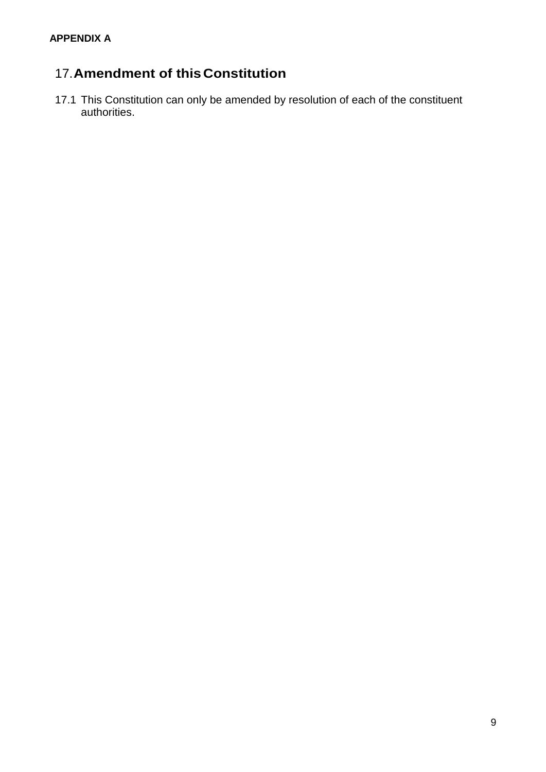**APPENDIX A**

## 17. Amendment of this Constitution

17.1 This Constitution can only be amended by resolution of each of the constituent authorities.